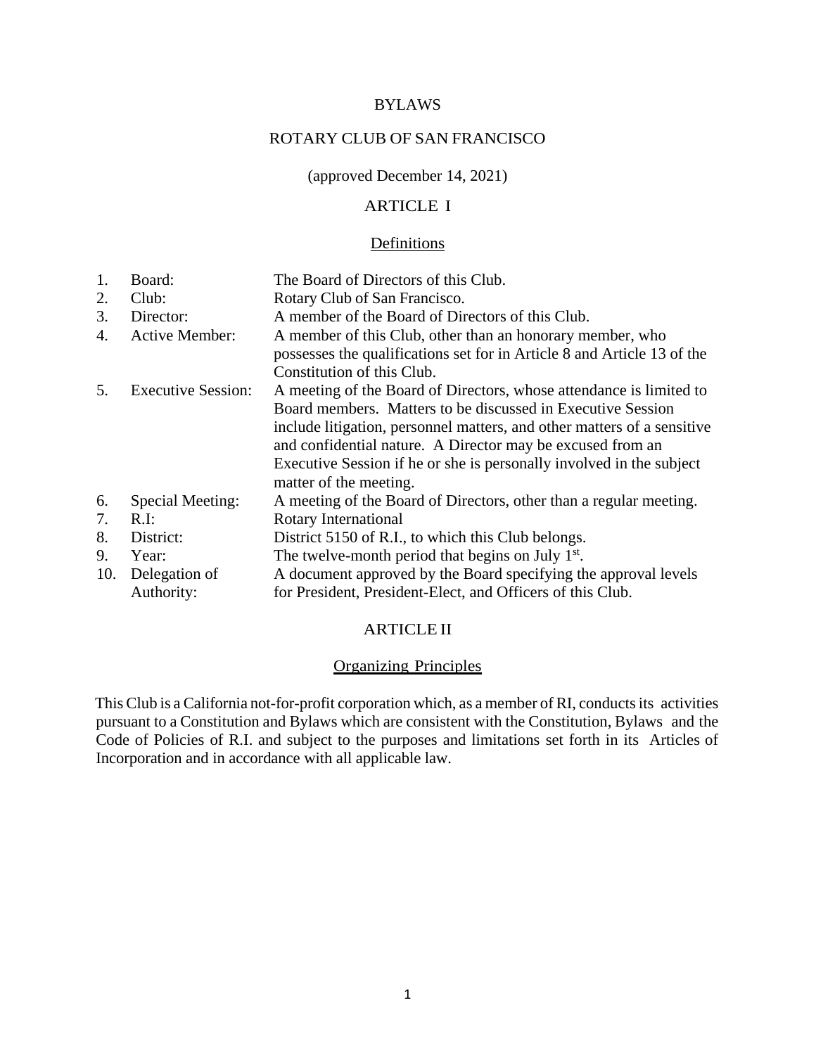# BYLAWS

# ROTARY CLUB OF SAN FRANCISCO

(approved December 14, 2021)

## ARTICLE I

### Definitions

| | | |
|---|---|---|
| 1. | Board: | The Board of Directors of this Club. |
| 2. | Club: | Rotary Club of San Francisco. |
| 3. | Director: | A member of the Board of Directors of this Club. |
| 4. | Active Member: | A member of this Club, other than an honorary member, who possesses the qualifications set for in Article 8 and Article 13 of the Constitution of this Club. |
| 5. | Executive Session: | A meeting of the Board of Directors, whose attendance is limited to Board members. Matters to be discussed in Executive Session include litigation, personnel matters, and other matters of a sensitive and confidential nature. A Director may be excused from an Executive Session if he or she is personally involved in the subject matter of the meeting. |
| 6. | Special Meeting: | A meeting of the Board of Directors, other than a regular meeting. |
| 7. | R.I: | Rotary International |
| 8. | District: | District 5150 of R.I., to which this Club belongs. |
| 9. | Year: | The twelve-month period that begins on July 1st. |
| 10. | Delegation of Authority: | A document approved by the Board specifying the approval levels for President, President-Elect, and Officers of this Club. |

## ARTICLE II

### Organizing Principles

This Club is a California not-for-profit corporation which, as a member of RI, conducts its activities pursuant to a Constitution and Bylaws which are consistent with the Constitution, Bylaws and the Code of Policies of R.I. and subject to the purposes and limitations set forth in its Articles of Incorporation and in accordance with all applicable law.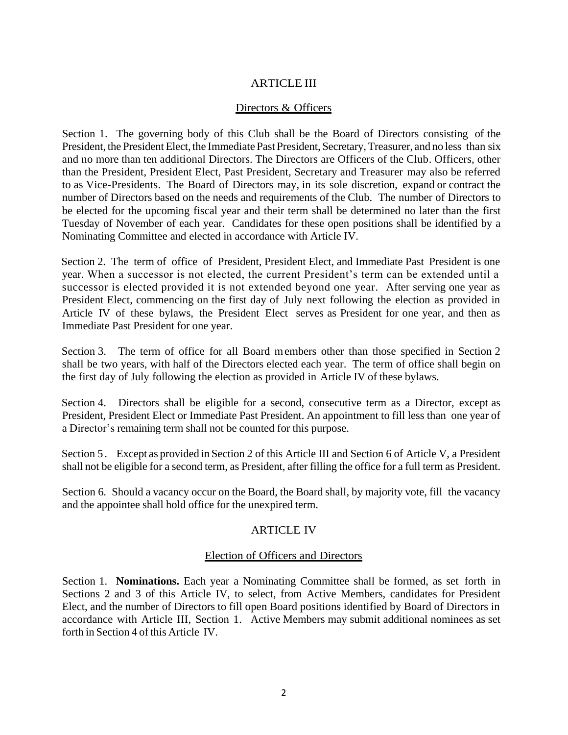# ARTICLE III

## Directors & Officers

Section 1. The governing body of this Club shall be the Board of Directors consisting of the President, the President Elect, the Immediate Past President, Secretary, Treasurer, and no less than six and no more than ten additional Directors. The Directors are Officers of the Club. Officers, other than the President, President Elect, Past President, Secretary and Treasurer may also be referred to as Vice-Presidents. The Board of Directors may, in its sole discretion, expand or contract the number of Directors based on the needs and requirements of the Club. The number of Directors to be elected for the upcoming fiscal year and their term shall be determined no later than the first Tuesday of November of each year. Candidates for these open positions shall be identified by a Nominating Committee and elected in accordance with Article IV.

Section 2. The term of office of President, President Elect, and Immediate Past President is one year. When a successor is not elected, the current President's term can be extended until a successor is elected provided it is not extended beyond one year. After serving one year as President Elect, commencing on the first day of July next following the election as provided in Article IV of these bylaws, the President Elect serves as President for one year, and then as Immediate Past President for one year.

Section 3. The term of office for all Board members other than those specified in Section 2 shall be two years, with half of the Directors elected each year. The term of office shall begin on the first day of July following the election as provided in Article IV of these bylaws.

Section 4. Directors shall be eligible for a second, consecutive term as a Director, except as President, President Elect or Immediate Past President. An appointment to fill less than one year of a Director's remaining term shall not be counted for this purpose.

Section 5. Except as provided in Section 2 of this Article III and Section 6 of Article V, a President shall not be eligible for a second term, as President, after filling the office for a full term as President.

Section 6. Should a vacancy occur on the Board, the Board shall, by majority vote, fill the vacancy and the appointee shall hold office for the unexpired term.

# ARTICLE IV

## Election of Officers and Directors

Section 1. **Nominations.** Each year a Nominating Committee shall be formed, as set forth in Sections 2 and 3 of this Article IV, to select, from Active Members, candidates for President Elect, and the number of Directors to fill open Board positions identified by Board of Directors in accordance with Article III, Section 1. Active Members may submit additional nominees as set forth in Section 4 of this Article IV.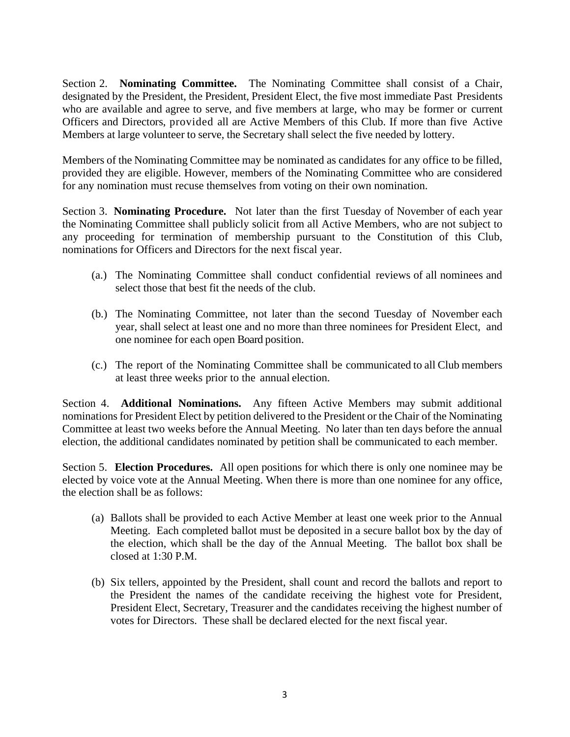Section 2. **Nominating Committee.** The Nominating Committee shall consist of a Chair, designated by the President, the President, President Elect, the five most immediate Past Presidents who are available and agree to serve, and five members at large, who may be former or current Officers and Directors, provided all are Active Members of this Club. If more than five Active Members at large volunteer to serve, the Secretary shall select the five needed by lottery.

Members of the Nominating Committee may be nominated as candidates for any office to be filled, provided they are eligible. However, members of the Nominating Committee who are considered for any nomination must recuse themselves from voting on their own nomination.

Section 3. **Nominating Procedure.** Not later than the first Tuesday of November of each year the Nominating Committee shall publicly solicit from all Active Members, who are not subject to any proceeding for termination of membership pursuant to the Constitution of this Club, nominations for Officers and Directors for the next fiscal year.

(a.) The Nominating Committee shall conduct confidential reviews of all nominees and select those that best fit the needs of the club.

(b.) The Nominating Committee, not later than the second Tuesday of November each year, shall select at least one and no more than three nominees for President Elect, and one nominee for each open Board position.

(c.) The report of the Nominating Committee shall be communicated to all Club members at least three weeks prior to the annual election.

Section 4. **Additional Nominations.** Any fifteen Active Members may submit additional nominations for President Elect by petition delivered to the President or the Chair of the Nominating Committee at least two weeks before the Annual Meeting. No later than ten days before the annual election, the additional candidates nominated by petition shall be communicated to each member.

Section 5. **Election Procedures.** All open positions for which there is only one nominee may be elected by voice vote at the Annual Meeting. When there is more than one nominee for any office, the election shall be as follows:

(a) Ballots shall be provided to each Active Member at least one week prior to the Annual Meeting. Each completed ballot must be deposited in a secure ballot box by the day of the election, which shall be the day of the Annual Meeting. The ballot box shall be closed at 1:30 P.M.

(b) Six tellers, appointed by the President, shall count and record the ballots and report to the President the names of the candidate receiving the highest vote for President, President Elect, Secretary, Treasurer and the candidates receiving the highest number of votes for Directors. These shall be declared elected for the next fiscal year.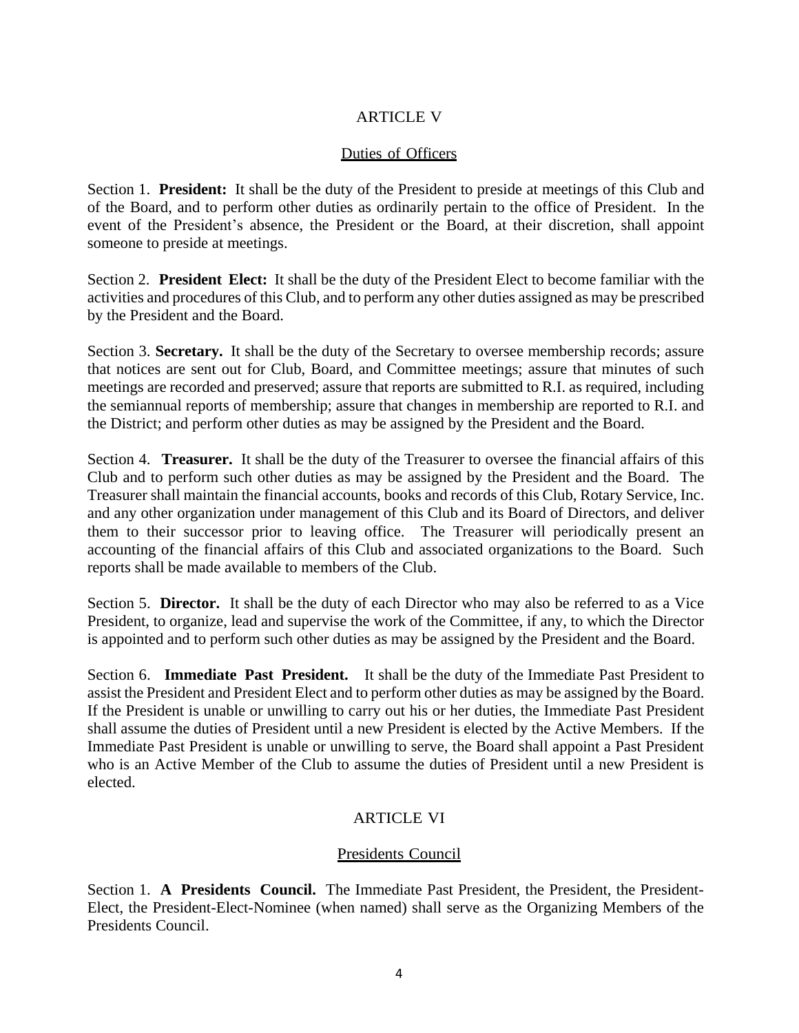## ARTICLE V

### Duties of Officers

Section 1. **President:** It shall be the duty of the President to preside at meetings of this Club and of the Board, and to perform other duties as ordinarily pertain to the office of President. In the event of the President's absence, the President or the Board, at their discretion, shall appoint someone to preside at meetings.

Section 2. **President Elect:** It shall be the duty of the President Elect to become familiar with the activities and procedures of this Club, and to perform any other duties assigned as may be prescribed by the President and the Board.

Section 3. **Secretary.** It shall be the duty of the Secretary to oversee membership records; assure that notices are sent out for Club, Board, and Committee meetings; assure that minutes of such meetings are recorded and preserved; assure that reports are submitted to R.I. as required, including the semiannual reports of membership; assure that changes in membership are reported to R.I. and the District; and perform other duties as may be assigned by the President and the Board.

Section 4. **Treasurer.** It shall be the duty of the Treasurer to oversee the financial affairs of this Club and to perform such other duties as may be assigned by the President and the Board. The Treasurer shall maintain the financial accounts, books and records of this Club, Rotary Service, Inc. and any other organization under management of this Club and its Board of Directors, and deliver them to their successor prior to leaving office. The Treasurer will periodically present an accounting of the financial affairs of this Club and associated organizations to the Board. Such reports shall be made available to members of the Club.

Section 5. **Director.** It shall be the duty of each Director who may also be referred to as a Vice President, to organize, lead and supervise the work of the Committee, if any, to which the Director is appointed and to perform such other duties as may be assigned by the President and the Board.

Section 6. **Immediate Past President.** It shall be the duty of the Immediate Past President to assist the President and President Elect and to perform other duties as may be assigned by the Board. If the President is unable or unwilling to carry out his or her duties, the Immediate Past President shall assume the duties of President until a new President is elected by the Active Members. If the Immediate Past President is unable or unwilling to serve, the Board shall appoint a Past President who is an Active Member of the Club to assume the duties of President until a new President is elected.

## ARTICLE VI

### Presidents Council

Section 1. **A Presidents Council.** The Immediate Past President, the President, the President-Elect, the President-Elect-Nominee (when named) shall serve as the Organizing Members of the Presidents Council.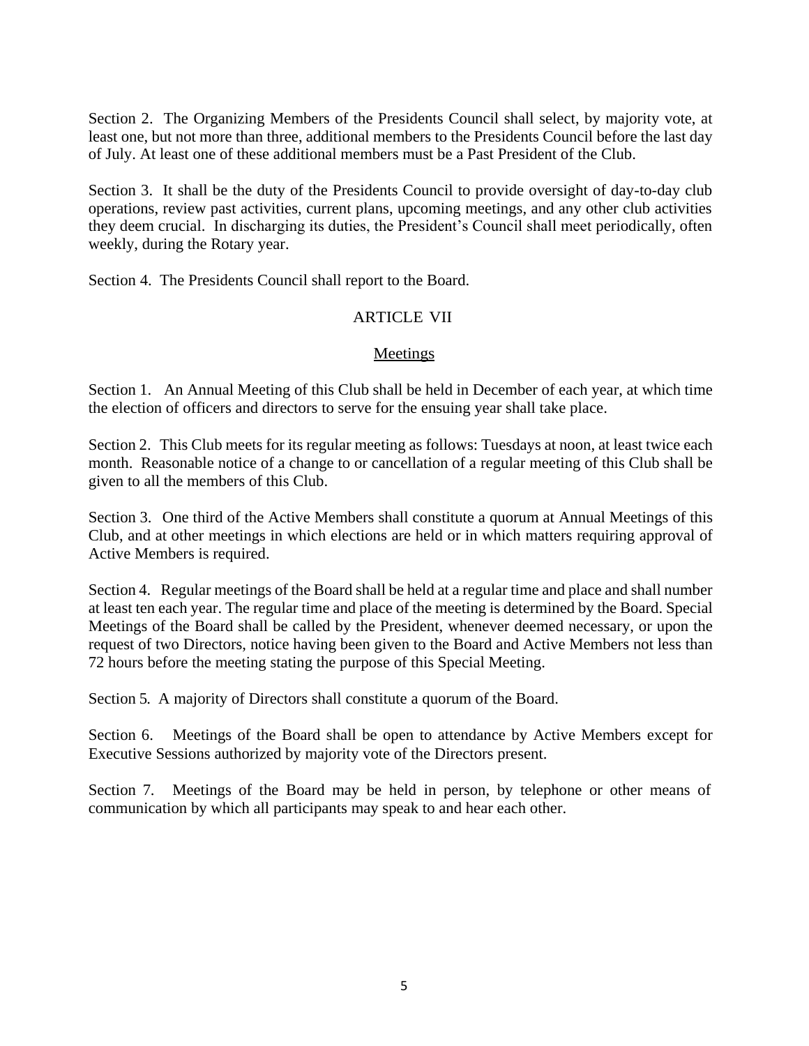Section 2. The Organizing Members of the Presidents Council shall select, by majority vote, at least one, but not more than three, additional members to the Presidents Council before the last day of July. At least one of these additional members must be a Past President of the Club.

Section 3. It shall be the duty of the Presidents Council to provide oversight of day-to-day club operations, review past activities, current plans, upcoming meetings, and any other club activities they deem crucial. In discharging its duties, the President's Council shall meet periodically, often weekly, during the Rotary year.

Section 4. The Presidents Council shall report to the Board.

## ARTICLE VII

### Meetings

Section 1. An Annual Meeting of this Club shall be held in December of each year, at which time the election of officers and directors to serve for the ensuing year shall take place.

Section 2. This Club meets for its regular meeting as follows: Tuesdays at noon, at least twice each month. Reasonable notice of a change to or cancellation of a regular meeting of this Club shall be given to all the members of this Club.

Section 3. One third of the Active Members shall constitute a quorum at Annual Meetings of this Club, and at other meetings in which elections are held or in which matters requiring approval of Active Members is required.

Section 4. Regular meetings of the Board shall be held at a regular time and place and shall number at least ten each year. The regular time and place of the meeting is determined by the Board. Special Meetings of the Board shall be called by the President, whenever deemed necessary, or upon the request of two Directors, notice having been given to the Board and Active Members not less than 72 hours before the meeting stating the purpose of this Special Meeting.

Section 5. A majority of Directors shall constitute a quorum of the Board.

Section 6. Meetings of the Board shall be open to attendance by Active Members except for Executive Sessions authorized by majority vote of the Directors present.

Section 7. Meetings of the Board may be held in person, by telephone or other means of communication by which all participants may speak to and hear each other.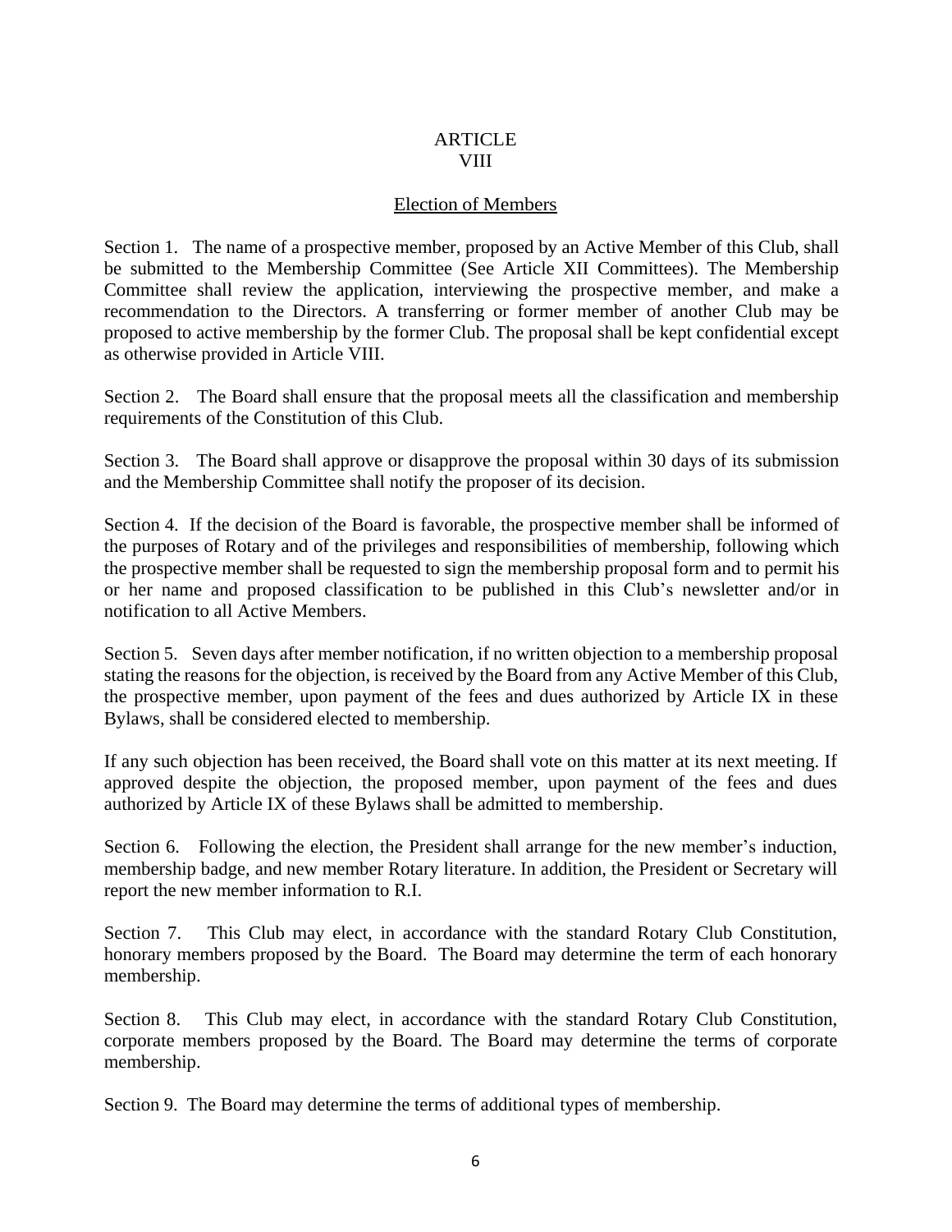# ARTICLE VIII

## Election of Members

Section 1. The name of a prospective member, proposed by an Active Member of this Club, shall be submitted to the Membership Committee (See Article XII Committees). The Membership Committee shall review the application, interviewing the prospective member, and make a recommendation to the Directors. A transferring or former member of another Club may be proposed to active membership by the former Club. The proposal shall be kept confidential except as otherwise provided in Article VIII.

Section 2. The Board shall ensure that the proposal meets all the classification and membership requirements of the Constitution of this Club.

Section 3. The Board shall approve or disapprove the proposal within 30 days of its submission and the Membership Committee shall notify the proposer of its decision.

Section 4. If the decision of the Board is favorable, the prospective member shall be informed of the purposes of Rotary and of the privileges and responsibilities of membership, following which the prospective member shall be requested to sign the membership proposal form and to permit his or her name and proposed classification to be published in this Club's newsletter and/or in notification to all Active Members.

Section 5. Seven days after member notification, if no written objection to a membership proposal stating the reasons for the objection, is received by the Board from any Active Member of this Club, the prospective member, upon payment of the fees and dues authorized by Article IX in these Bylaws, shall be considered elected to membership.

If any such objection has been received, the Board shall vote on this matter at its next meeting. If approved despite the objection, the proposed member, upon payment of the fees and dues authorized by Article IX of these Bylaws shall be admitted to membership.

Section 6. Following the election, the President shall arrange for the new member's induction, membership badge, and new member Rotary literature. In addition, the President or Secretary will report the new member information to R.I.

Section 7. This Club may elect, in accordance with the standard Rotary Club Constitution, honorary members proposed by the Board. The Board may determine the term of each honorary membership.

Section 8. This Club may elect, in accordance with the standard Rotary Club Constitution, corporate members proposed by the Board. The Board may determine the terms of corporate membership.

Section 9. The Board may determine the terms of additional types of membership.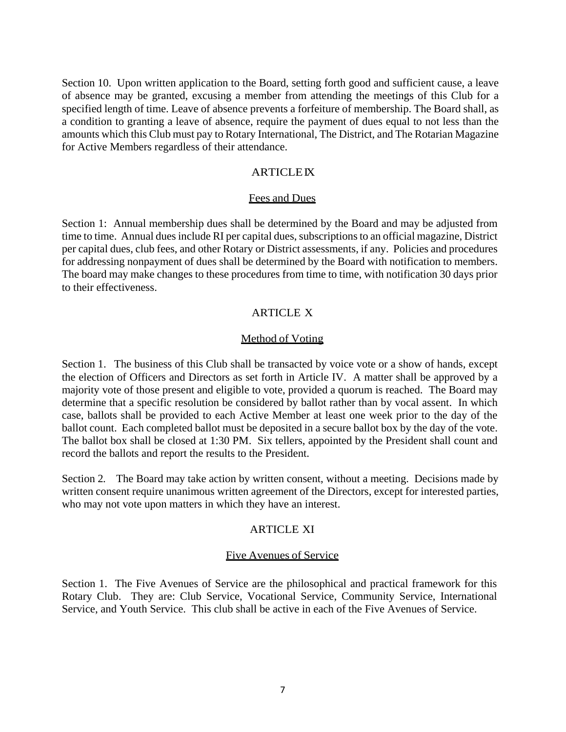Section 10. Upon written application to the Board, setting forth good and sufficient cause, a leave of absence may be granted, excusing a member from attending the meetings of this Club for a specified length of time. Leave of absence prevents a forfeiture of membership. The Board shall, as a condition to granting a leave of absence, require the payment of dues equal to not less than the amounts which this Club must pay to Rotary International, The District, and The Rotarian Magazine for Active Members regardless of their attendance.

## ARTICLE IX

### Fees and Dues

Section 1: Annual membership dues shall be determined by the Board and may be adjusted from time to time. Annual dues include RI per capital dues, subscriptions to an official magazine, District per capital dues, club fees, and other Rotary or District assessments, if any. Policies and procedures for addressing nonpayment of dues shall be determined by the Board with notification to members. The board may make changes to these procedures from time to time, with notification 30 days prior to their effectiveness.

## ARTICLE X

### Method of Voting

Section 1. The business of this Club shall be transacted by voice vote or a show of hands, except the election of Officers and Directors as set forth in Article IV. A matter shall be approved by a majority vote of those present and eligible to vote, provided a quorum is reached. The Board may determine that a specific resolution be considered by ballot rather than by vocal assent. In which case, ballots shall be provided to each Active Member at least one week prior to the day of the ballot count. Each completed ballot must be deposited in a secure ballot box by the day of the vote. The ballot box shall be closed at 1:30 PM. Six tellers, appointed by the President shall count and record the ballots and report the results to the President.

Section 2. The Board may take action by written consent, without a meeting. Decisions made by written consent require unanimous written agreement of the Directors, except for interested parties, who may not vote upon matters in which they have an interest.

## ARTICLE XI

### Five Avenues of Service

Section 1. The Five Avenues of Service are the philosophical and practical framework for this Rotary Club. They are: Club Service, Vocational Service, Community Service, International Service, and Youth Service. This club shall be active in each of the Five Avenues of Service.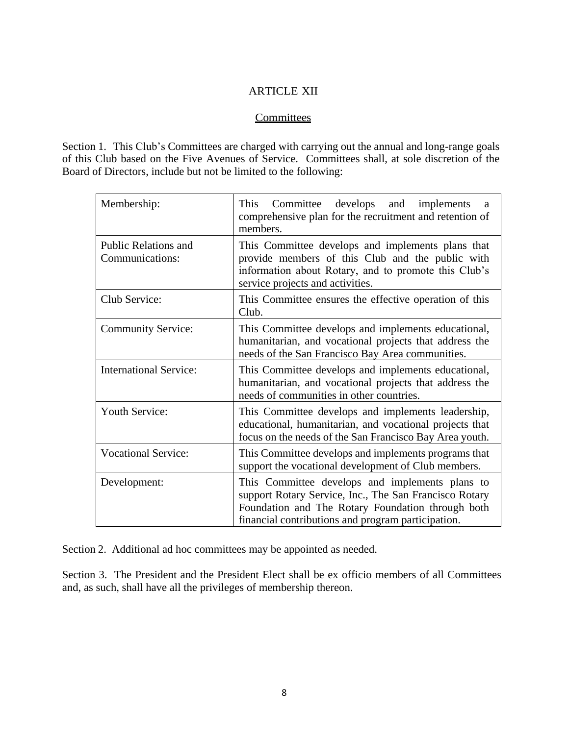## ARTICLE XII

### Committees

Section 1. This Club's Committees are charged with carrying out the annual and long-range goals of this Club based on the Five Avenues of Service. Committees shall, at sole discretion of the Board of Directors, include but not be limited to the following:

| | |
|---|---|
| Membership: | This Committee develops and implements a comprehensive plan for the recruitment and retention of members. |
| Public Relations and Communications: | This Committee develops and implements plans that provide members of this Club and the public with information about Rotary, and to promote this Club's service projects and activities. |
| Club Service: | This Committee ensures the effective operation of this Club. |
| Community Service: | This Committee develops and implements educational, humanitarian, and vocational projects that address the needs of the San Francisco Bay Area communities. |
| International Service: | This Committee develops and implements educational, humanitarian, and vocational projects that address the needs of communities in other countries. |
| Youth Service: | This Committee develops and implements leadership, educational, humanitarian, and vocational projects that focus on the needs of the San Francisco Bay Area youth. |
| Vocational Service: | This Committee develops and implements programs that support the vocational development of Club members. |
| Development: | This Committee develops and implements plans to support Rotary Service, Inc., The San Francisco Rotary Foundation and The Rotary Foundation through both financial contributions and program participation. |

Section 2. Additional ad hoc committees may be appointed as needed.

Section 3. The President and the President Elect shall be ex officio members of all Committees and, as such, shall have all the privileges of membership thereon.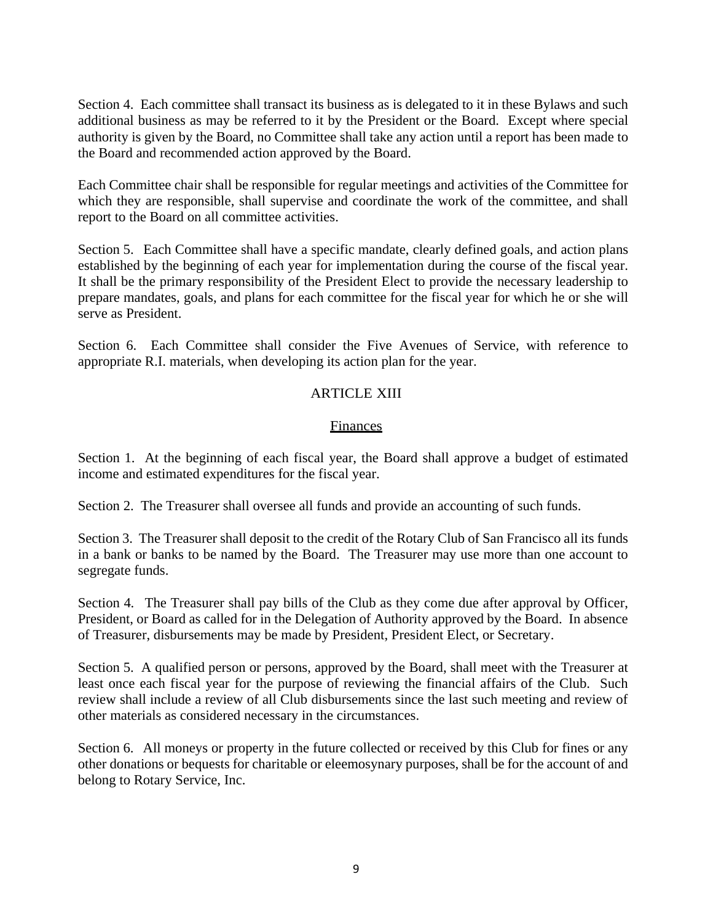Section 4. Each committee shall transact its business as is delegated to it in these Bylaws and such additional business as may be referred to it by the President or the Board. Except where special authority is given by the Board, no Committee shall take any action until a report has been made to the Board and recommended action approved by the Board.

Each Committee chair shall be responsible for regular meetings and activities of the Committee for which they are responsible, shall supervise and coordinate the work of the committee, and shall report to the Board on all committee activities.

Section 5. Each Committee shall have a specific mandate, clearly defined goals, and action plans established by the beginning of each year for implementation during the course of the fiscal year. It shall be the primary responsibility of the President Elect to provide the necessary leadership to prepare mandates, goals, and plans for each committee for the fiscal year for which he or she will serve as President.

Section 6. Each Committee shall consider the Five Avenues of Service, with reference to appropriate R.I. materials, when developing its action plan for the year.

## ARTICLE XIII

### Finances

Section 1. At the beginning of each fiscal year, the Board shall approve a budget of estimated income and estimated expenditures for the fiscal year.

Section 2. The Treasurer shall oversee all funds and provide an accounting of such funds.

Section 3. The Treasurer shall deposit to the credit of the Rotary Club of San Francisco all its funds in a bank or banks to be named by the Board. The Treasurer may use more than one account to segregate funds.

Section 4. The Treasurer shall pay bills of the Club as they come due after approval by Officer, President, or Board as called for in the Delegation of Authority approved by the Board. In absence of Treasurer, disbursements may be made by President, President Elect, or Secretary.

Section 5. A qualified person or persons, approved by the Board, shall meet with the Treasurer at least once each fiscal year for the purpose of reviewing the financial affairs of the Club. Such review shall include a review of all Club disbursements since the last such meeting and review of other materials as considered necessary in the circumstances.

Section 6. All moneys or property in the future collected or received by this Club for fines or any other donations or bequests for charitable or eleemosynary purposes, shall be for the account of and belong to Rotary Service, Inc.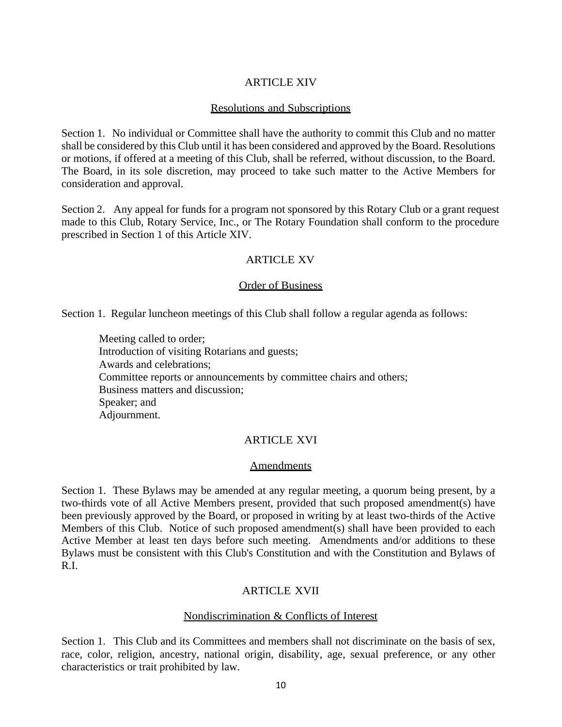## ARTICLE XIV

### Resolutions and Subscriptions

Section 1. No individual or Committee shall have the authority to commit this Club and no matter shall be considered by this Club until it has been considered and approved by the Board. Resolutions or motions, if offered at a meeting of this Club, shall be referred, without discussion, to the Board. The Board, in its sole discretion, may proceed to take such matter to the Active Members for consideration and approval.

Section 2. Any appeal for funds for a program not sponsored by this Rotary Club or a grant request made to this Club, Rotary Service, Inc., or The Rotary Foundation shall conform to the procedure prescribed in Section 1 of this Article XIV.

## ARTICLE XV

### Order of Business

Section 1. Regular luncheon meetings of this Club shall follow a regular agenda as follows:

> Meeting called to order;
> Introduction of visiting Rotarians and guests;
> Awards and celebrations;
> Committee reports or announcements by committee chairs and others;
> Business matters and discussion;
> Speaker; and
> Adjournment.

## ARTICLE XVI

### Amendments

Section 1. These Bylaws may be amended at any regular meeting, a quorum being present, by a two-thirds vote of all Active Members present, provided that such proposed amendment(s) have been previously approved by the Board, or proposed in writing by at least two-thirds of the Active Members of this Club. Notice of such proposed amendment(s) shall have been provided to each Active Member at least ten days before such meeting. Amendments and/or additions to these Bylaws must be consistent with this Club's Constitution and with the Constitution and Bylaws of R.I.

## ARTICLE XVII

### Nondiscrimination & Conflicts of Interest

Section 1. This Club and its Committees and members shall not discriminate on the basis of sex, race, color, religion, ancestry, national origin, disability, age, sexual preference, or any other characteristics or trait prohibited by law.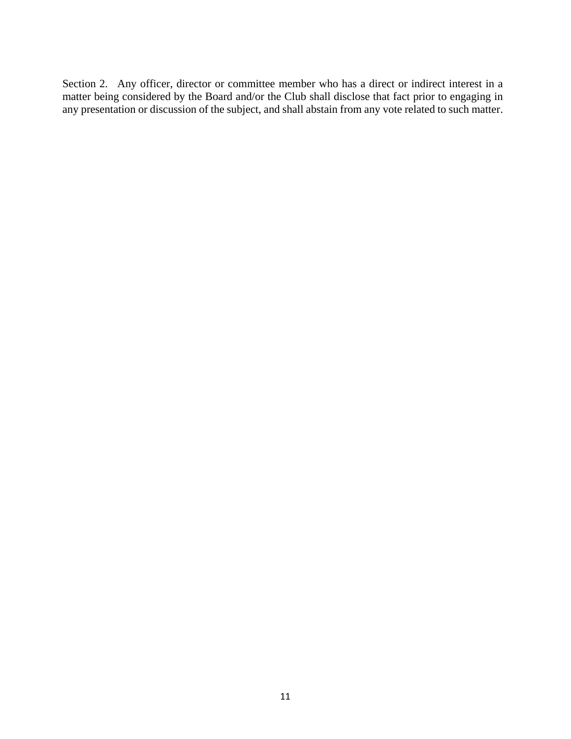Section 2. Any officer, director or committee member who has a direct or indirect interest in a matter being considered by the Board and/or the Club shall disclose that fact prior to engaging in any presentation or discussion of the subject, and shall abstain from any vote related to such matter.